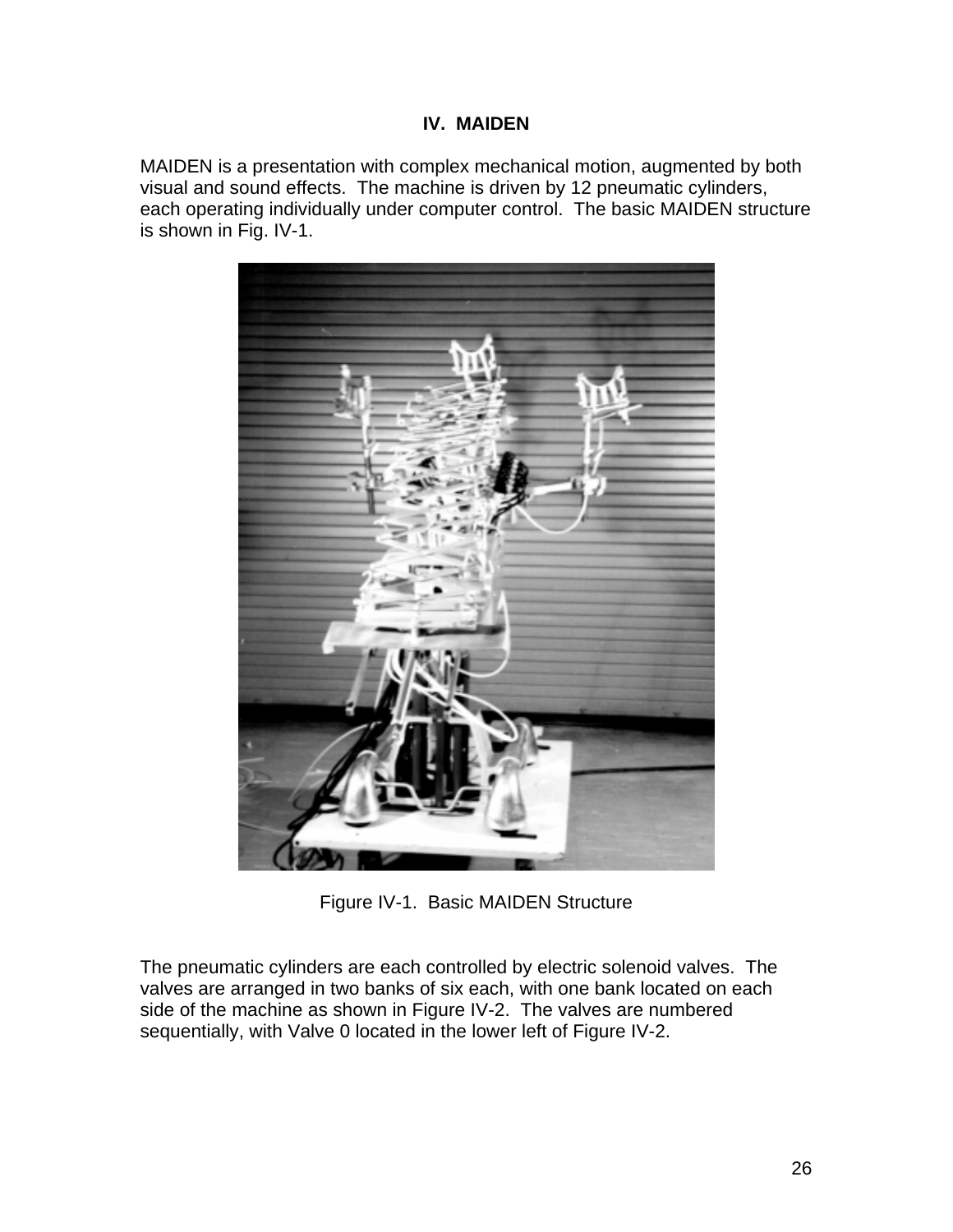# IV. MAIDEN

MAIDEN is a presentation with complex mechanical motion, augmented by both visual and sound effects. The machine is driven by 12 pneumatic cylinders, each operating individually under computer control. The basic MAIDEN structure is shown in Fig. IV-1.

Figure IV-1. Basic MAIDEN Structure

The pneumatic cylinders are each controlled by electric solenoid valves. The valves are arranged in two banks of six each, with one bank located on each side of the machine as shown in Figure IV-2. The valves are numbered sequentially, with Valve 0 located in the lower left of Figure IV-2.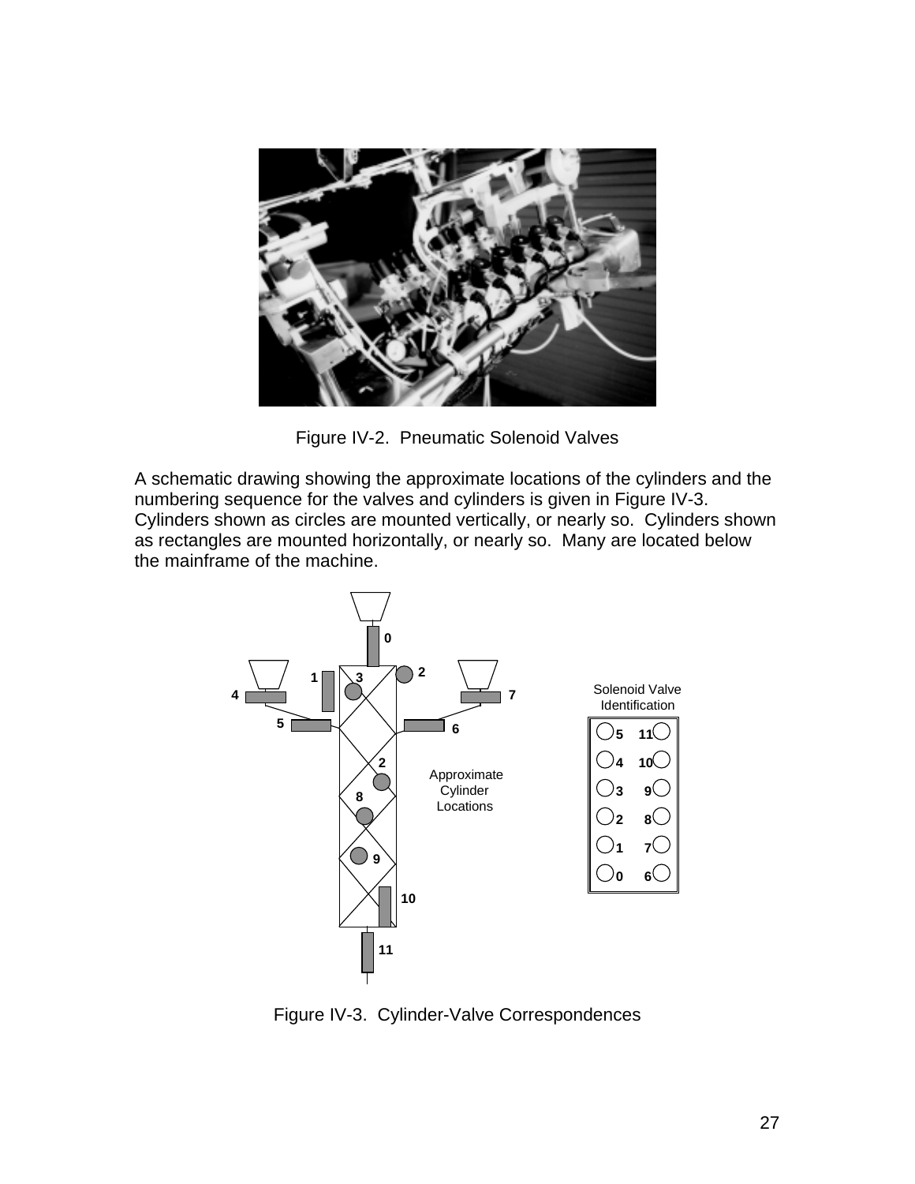Figure IV-2. Pneumatic Solenoid Valves

A schematic drawing showing the approximate locations of the cylinders and the numbering sequence for the valves and cylinders is given in Figure IV-3. Cylinders shown as circles are mounted vertically, or nearly so. Cylinders shown as rectangles are mounted horizontally, or nearly so. Many are located below the mainframe of the machine.

0

1 3 2

4 7

5 6

2

Approximate
Cylinder
Locations

8

9

10

11

Solenoid Valve
Identification

5 11

4 10

3 9

2 8

1 7

0 6

Figure IV-3. Cylinder-Valve Correspondences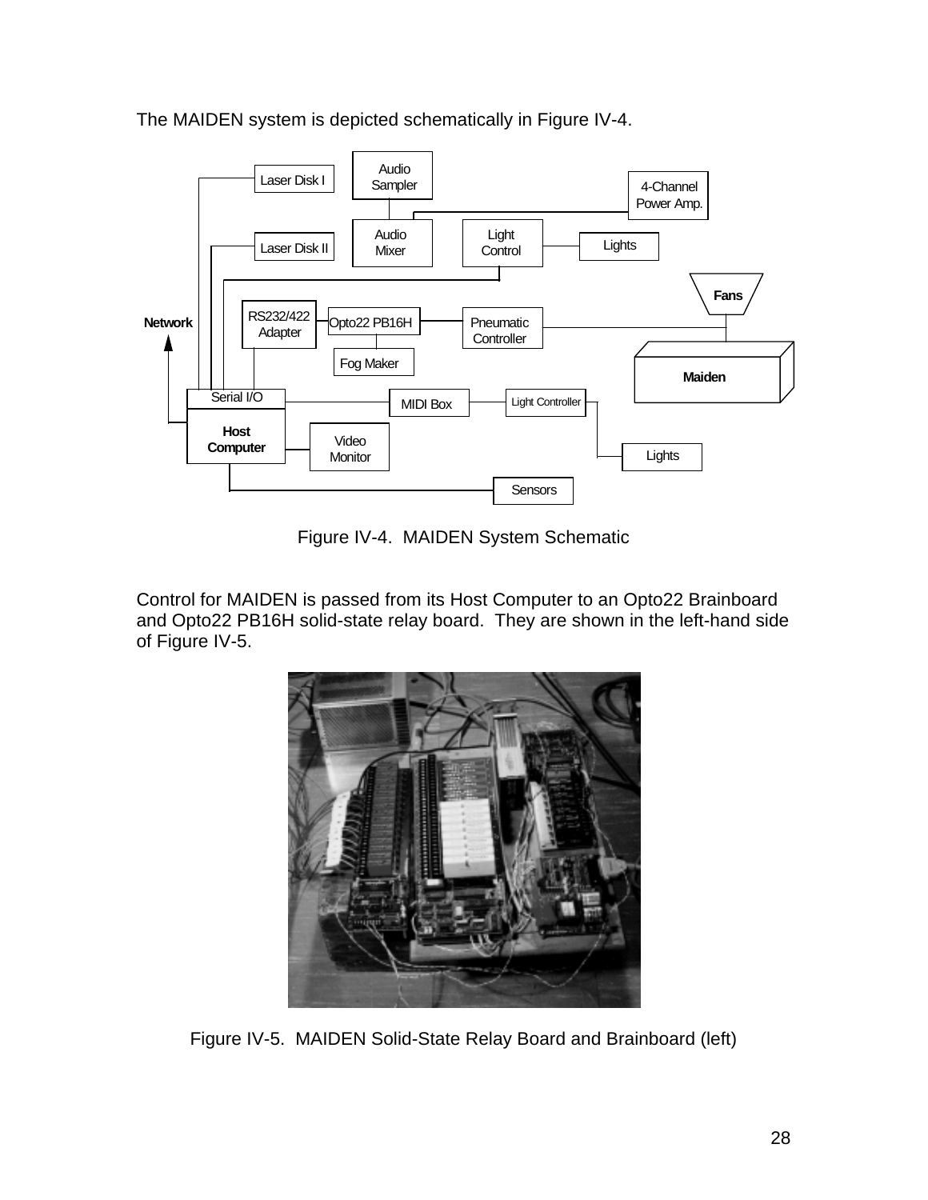The MAIDEN system is depicted schematically in Figure IV-4.

Laser Disk I
Audio Sampler
4-Channel Power Amp.
Laser Disk II
Audio Mixer
Light Control
Lights
Fans
Network
RS232/422 Adapter
Opto22 PB16H
Pneumatic Controller
Fog Maker
Maiden
Serial I/O
MIDI Box
Light Controller
Host Computer
Video Monitor
Lights
Sensors

Figure IV-4. MAIDEN System Schematic

Control for MAIDEN is passed from its Host Computer to an Opto22 Brainboard and Opto22 PB16H solid-state relay board. They are shown in the left-hand side of Figure IV-5.

Figure IV-5. MAIDEN Solid-State Relay Board and Brainboard (left)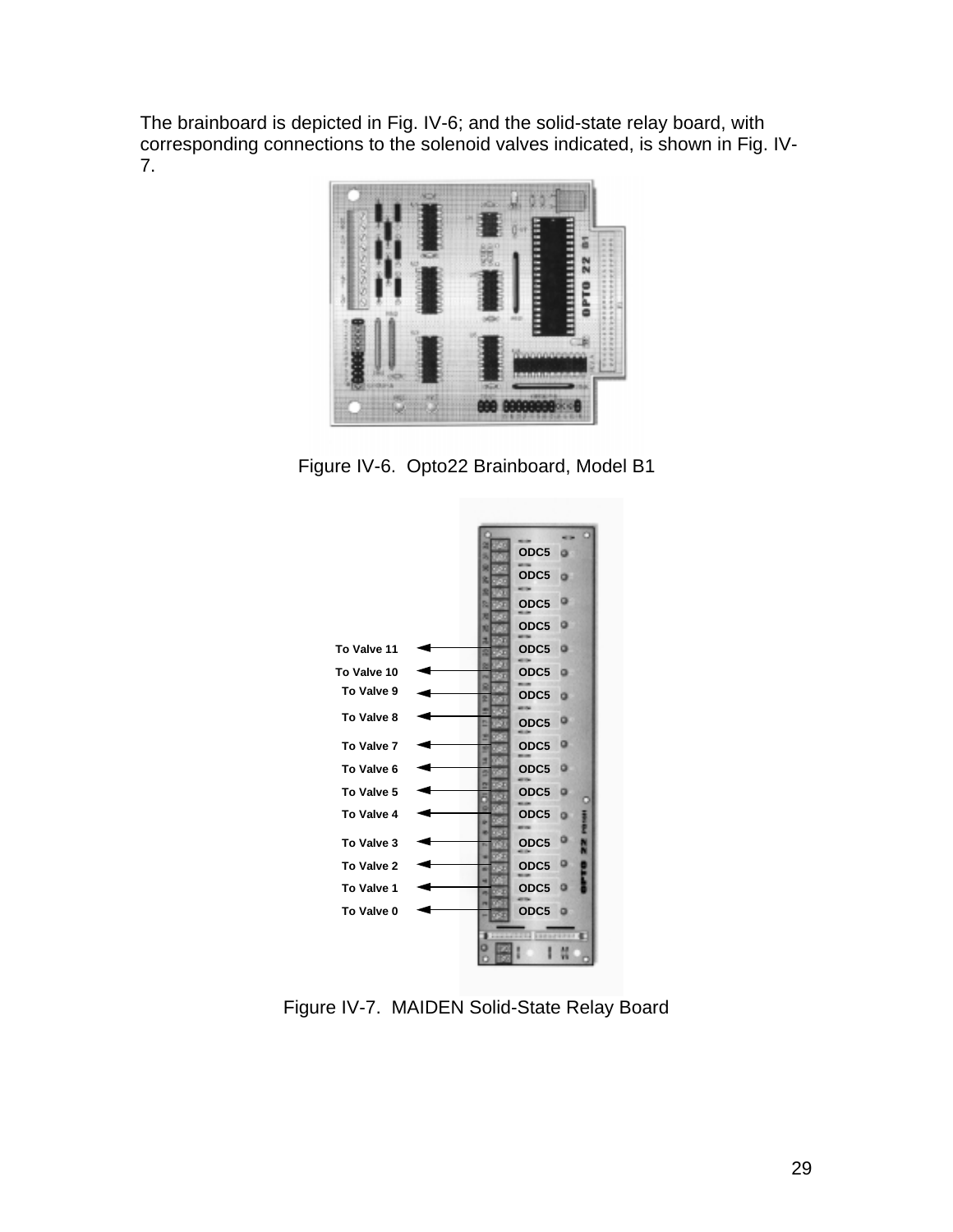The brainboard is depicted in Fig. IV-6; and the solid-state relay board, with corresponding connections to the solenoid valves indicated, is shown in Fig. IV-7.

Figure IV-6. Opto22 Brainboard, Model B1

To Valve 11
To Valve 10
To Valve 9
To Valve 8
To Valve 7
To Valve 6
To Valve 5
To Valve 4
To Valve 3
To Valve 2
To Valve 1
To Valve 0

Figure IV-7. MAIDEN Solid-State Relay Board